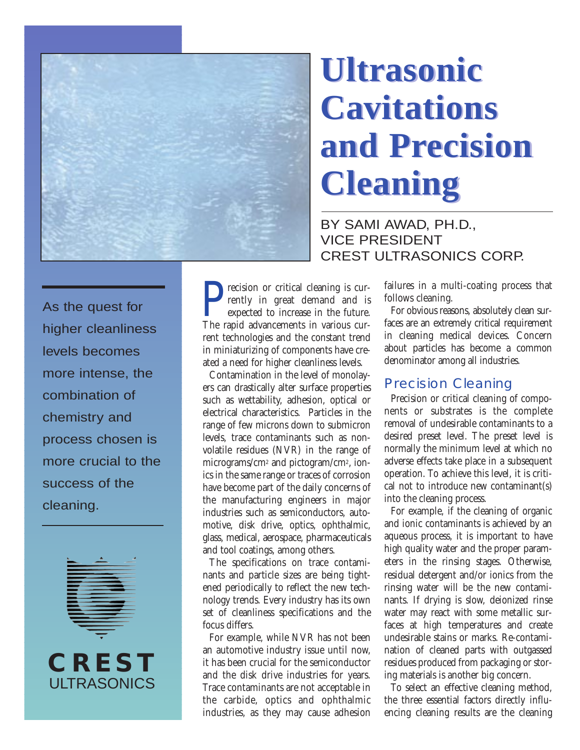# Ultrasonic Cavitations and Precision Cleaning

BY SAMI AWAD, PH.D.,
VICE PRESIDENT
CREST ULTRASONICS CORP.

As the quest for higher cleanliness levels becomes more intense, the combination of chemistry and process chosen is more crucial to the success of the cleaning.

CREST
ULTRASONICS

Precision or critical cleaning is currently in great demand and is expected to increase in the future. The rapid advancements in various current technologies and the constant trend in miniaturizing of components have created a need for higher cleanliness levels.

Contamination in the level of monolayers can drastically alter surface properties such as wettability, adhesion, optical or electrical characteristics. Particles in the range of few microns down to submicron levels, trace contaminants such as nonvolatile residues (NVR) in the range of micrograms/cm$^2$ and pictogram/cm$^2$, ionics in the same range or traces of corrosion have become part of the daily concerns of the manufacturing engineers in major industries such as semiconductors, automotive, disk drive, optics, ophthalmic, glass, medical, aerospace, pharmaceuticals and tool coatings, among others.

The specifications on trace contaminants and particle sizes are being tightened periodically to reflect the new technology trends. Every industry has its own set of cleanliness specifications and the focus differs.

For example, while NVR has not been an automotive industry issue until now, it has been crucial for the semiconductor and the disk drive industries for years. Trace contaminants are not acceptable in the carbide, optics and ophthalmic industries, as they may cause adhesion failures in a multi-coating process that follows cleaning.

For obvious reasons, absolutely clean surfaces are an extremely critical requirement in cleaning medical devices. Concern about particles has become a common denominator among all industries.

## Precision Cleaning

Precision or critical cleaning of components or substrates is the complete removal of undesirable contaminants to a desired preset level. The preset level is normally the minimum level at which no adverse effects take place in a subsequent operation. To achieve this level, it is critical not to introduce new contaminant(s) into the cleaning process.

For example, if the cleaning of organic and ionic contaminants is achieved by an aqueous process, it is important to have high quality water and the proper parameters in the rinsing stages. Otherwise, residual detergent and/or ionics from the rinsing water will be the new contaminants. If drying is slow, deionized rinse water may react with some metallic surfaces at high temperatures and create undesirable stains or marks. Re-contamination of cleaned parts with outgassed residues produced from packaging or storing materials is another big concern.

To select an effective cleaning method, the three essential factors directly influencing cleaning results are the cleaning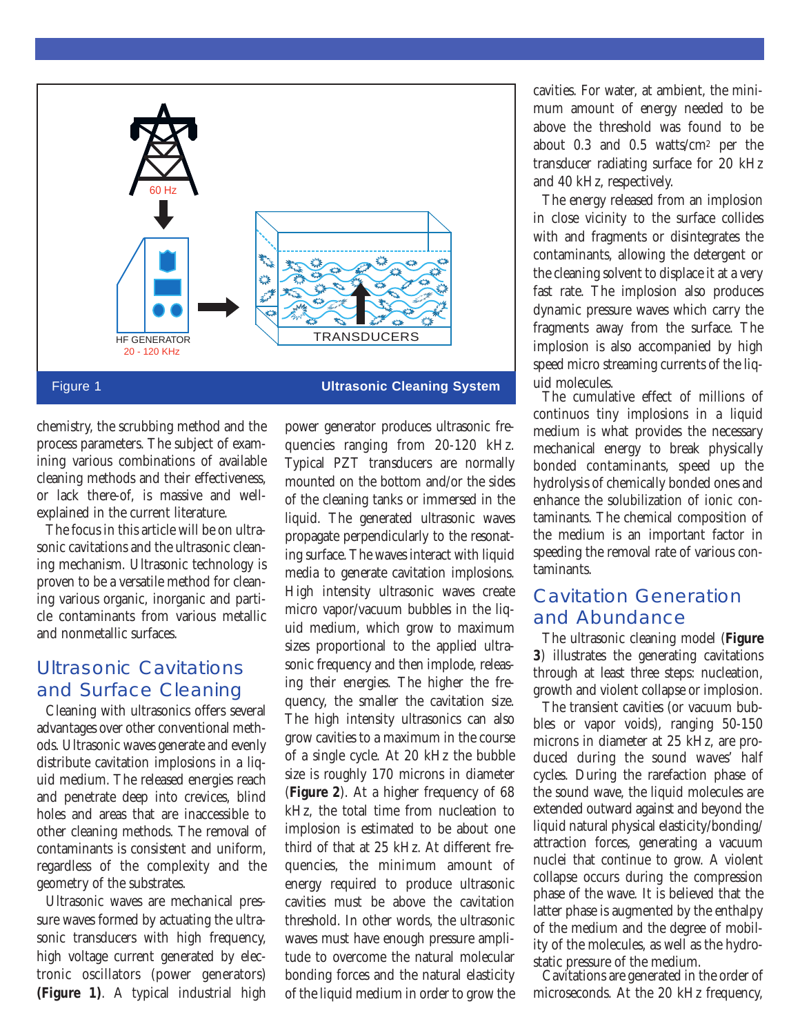Figure 1 Ultrasonic Cleaning System

chemistry, the scrubbing method and the process parameters. The subject of examining various combinations of available cleaning methods and their effectiveness, or lack there-of, is massive and well-explained in the current literature.

The focus in this article will be on ultrasonic cavitations and the ultrasonic cleaning mechanism. Ultrasonic technology is proven to be a versatile method for cleaning various organic, inorganic and particle contaminants from various metallic and nonmetallic surfaces.

## Ultrasonic Cavitations and Surface Cleaning

Cleaning with ultrasonics offers several advantages over other conventional methods. Ultrasonic waves generate and evenly distribute cavitation implosions in a liquid medium. The released energies reach and penetrate deep into crevices, blind holes and areas that are inaccessible to other cleaning methods. The removal of contaminants is consistent and uniform, regardless of the complexity and the geometry of the substrates.

Ultrasonic waves are mechanical pressure waves formed by actuating the ultrasonic transducers with high frequency, high voltage current generated by electronic oscillators (power generators) **(Figure 1)**. A typical industrial high power generator produces ultrasonic frequencies ranging from 20-120 kHz. Typical PZT transducers are normally mounted on the bottom and/or the sides of the cleaning tanks or immersed in the liquid. The generated ultrasonic waves propagate perpendicularly to the resonating surface. The waves interact with liquid media to generate cavitation implosions. High intensity ultrasonic waves create micro vapor/vacuum bubbles in the liquid medium, which grow to maximum sizes proportional to the applied ultrasonic frequency and then implode, releasing their energies. The higher the frequency, the smaller the cavitation size. The high intensity ultrasonics can also grow cavities to a maximum in the course of a single cycle. At 20 kHz the bubble size is roughly 170 microns in diameter (**Figure 2**). At a higher frequency of 68 kHz, the total time from nucleation to implosion is estimated to be about one third of that at 25 kHz. At different frequencies, the minimum amount of energy required to produce ultrasonic cavities must be above the cavitation threshold. In other words, the ultrasonic waves must have enough pressure amplitude to overcome the natural molecular bonding forces and the natural elasticity of the liquid medium in order to grow the cavities. For water, at ambient, the minimum amount of energy needed to be above the threshold was found to be about 0.3 and 0.5 watts/cm$^2$ per the transducer radiating surface for 20 kHz and 40 kHz, respectively.

The energy released from an implosion in close vicinity to the surface collides with and fragments or disintegrates the contaminants, allowing the detergent or the cleaning solvent to displace it at a very fast rate. The implosion also produces dynamic pressure waves which carry the fragments away from the surface. The implosion is also accompanied by high speed micro streaming currents of the liquid molecules.

The cumulative effect of millions of continuos tiny implosions in a liquid medium is what provides the necessary mechanical energy to break physically bonded contaminants, speed up the hydrolysis of chemically bonded ones and enhance the solubilization of ionic contaminants. The chemical composition of the medium is an important factor in speeding the removal rate of various contaminants.

## Cavitation Generation and Abundance

The ultrasonic cleaning model (**Figure 3**) illustrates the generating cavitations through at least three steps: nucleation, growth and violent collapse or implosion.

The transient cavities (or vacuum bubbles or vapor voids), ranging 50-150 microns in diameter at 25 kHz, are produced during the sound waves' half cycles. During the rarefaction phase of the sound wave, the liquid molecules are extended outward against and beyond the liquid natural physical elasticity/bonding/attraction forces, generating a vacuum nuclei that continue to grow. A violent collapse occurs during the compression phase of the wave. It is believed that the latter phase is augmented by the enthalpy of the medium and the degree of mobility of the molecules, as well as the hydrostatic pressure of the medium.

Cavitations are generated in the order of microseconds. At the 20 kHz frequency,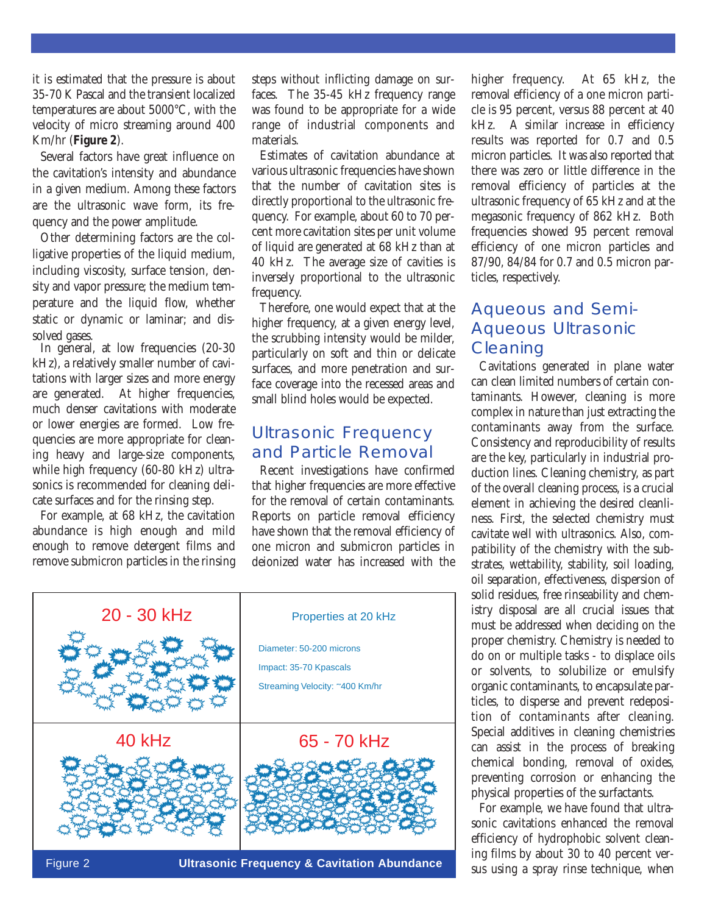it is estimated that the pressure is about 35-70 K Pascal and the transient localized temperatures are about 5000°C, with the velocity of micro streaming around 400 Km/hr (**Figure 2**).

Several factors have great influence on the cavitation's intensity and abundance in a given medium. Among these factors are the ultrasonic wave form, its frequency and the power amplitude.

Other determining factors are the colligative properties of the liquid medium, including viscosity, surface tension, density and vapor pressure; the medium temperature and the liquid flow, whether static or dynamic or laminar; and dissolved gases.

In general, at low frequencies (20-30 kHz), a relatively smaller number of cavitations with larger sizes and more energy are generated. At higher frequencies, much denser cavitations with moderate or lower energies are formed. Low frequencies are more appropriate for cleaning heavy and large-size components, while high frequency (60-80 kHz) ultrasonics is recommended for cleaning delicate surfaces and for the rinsing step.

For example, at 68 kHz, the cavitation abundance is high enough and mild enough to remove detergent films and remove submicron particles in the rinsing steps without inflicting damage on surfaces. The 35-45 kHz frequency range was found to be appropriate for a wide range of industrial components and materials.

Estimates of cavitation abundance at various ultrasonic frequencies have shown that the number of cavitation sites is directly proportional to the ultrasonic frequency. For example, about 60 to 70 percent more cavitation sites per unit volume of liquid are generated at 68 kHz than at 40 kHz. The average size of cavities is inversely proportional to the ultrasonic frequency.

Therefore, one would expect that at the higher frequency, at a given energy level, the scrubbing intensity would be milder, particularly on soft and thin or delicate surfaces, and more penetration and surface coverage into the recessed areas and small blind holes would be expected.

20 - 30 kHz

Properties at 20 kHz

Diameter: 50-200 microns

Impact: 35-70 Kpascals

Streaming Velocity: ~400 Km/hr

40 kHz

65 - 70 kHz

Figure 2 **Ultrasonic Frequency & Cavitation Abundance**

## Ultrasonic Frequency and Particle Removal

Recent investigations have confirmed that higher frequencies are more effective for the removal of certain contaminants. Reports on particle removal efficiency have shown that the removal efficiency of one micron and submicron particles in deionized water has increased with the higher frequency. At 65 kHz, the removal efficiency of a one micron particle is 95 percent, versus 88 percent at 40 kHz. A similar increase in efficiency results was reported for 0.7 and 0.5 micron particles. It was also reported that there was zero or little difference in the removal efficiency of particles at the ultrasonic frequency of 65 kHz and at the megasonic frequency of 862 kHz. Both frequencies showed 95 percent removal efficiency of one micron particles and 87/90, 84/84 for 0.7 and 0.5 micron particles, respectively.

## Aqueous and Semi-Aqueous Ultrasonic Cleaning

Cavitations generated in plane water can clean limited numbers of certain contaminants. However, cleaning is more complex in nature than just extracting the contaminants away from the surface. Consistency and reproducibility of results are the key, particularly in industrial production lines. Cleaning chemistry, as part of the overall cleaning process, is a crucial element in achieving the desired cleanliness. First, the selected chemistry must cavitate well with ultrasonics. Also, compatibility of the chemistry with the substrates, wettability, stability, soil loading, oil separation, effectiveness, dispersion of solid residues, free rinseability and chemistry disposal are all crucial issues that must be addressed when deciding on the proper chemistry. Chemistry is needed to do on or multiple tasks - to displace oils or solvents, to solubilize or emulsify organic contaminants, to encapsulate particles, to disperse and prevent redeposition of contaminants after cleaning. Special additives in cleaning chemistries can assist in the process of breaking chemical bonding, removal of oxides, preventing corrosion or enhancing the physical properties of the surfactants.

For example, we have found that ultrasonic cavitations enhanced the removal efficiency of hydrophobic solvent cleaning films by about 30 to 40 percent versus using a spray rinse technique, when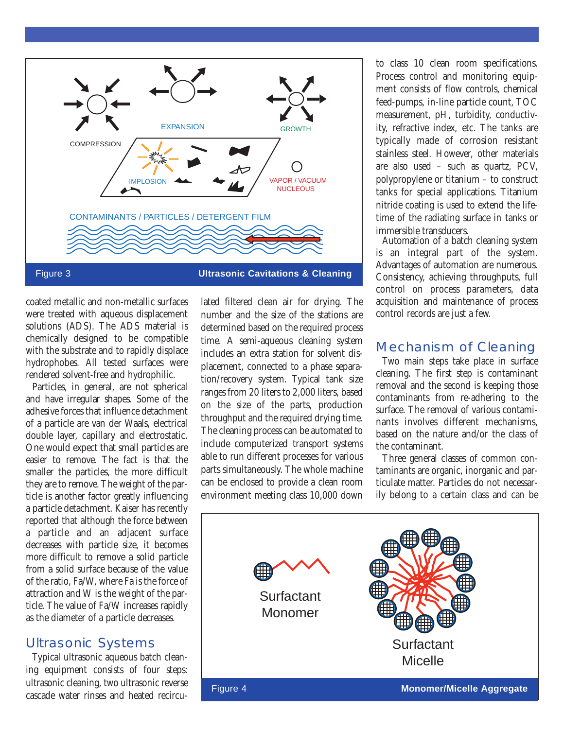Figure 3 Ultrasonic Cavitations & Cleaning

coated metallic and non-metallic surfaces were treated with aqueous displacement solutions (ADS). The ADS material is chemically designed to be compatible with the substrate and to rapidly displace hydrophobes. All tested surfaces were rendered solvent-free and hydrophilic.

Particles, in general, are not spherical and have irregular shapes. Some of the adhesive forces that influence detachment of a particle are van der Waals, electrical double layer, capillary and electrostatic. One would expect that small particles are easier to remove. The fact is that the smaller the particles, the more difficult they are to remove. The weight of the particle is another factor greatly influencing a particle detachment. Kaiser has recently reported that although the force between a particle and an adjacent surface decreases with particle size, it becomes more difficult to remove a solid particle from a solid surface because of the value of the ratio, Fa/W, where Fa is the force of attraction and W is the weight of the particle. The value of Fa/W increases rapidly as the diameter of a particle decreases.

## Ultrasonic Systems

Typical ultrasonic aqueous batch cleaning equipment consists of four steps: ultrasonic cleaning, two ultrasonic reverse cascade water rinses and heated recirculated filtered clean air for drying. The number and the size of the stations are determined based on the required process time. A semi-aqueous cleaning system includes an extra station for solvent displacement, connected to a phase separation/recovery system. Typical tank size ranges from 20 liters to 2,000 liters, based on the size of the parts, production throughput and the required drying time. The cleaning process can be automated to include computerized transport systems able to run different processes for various parts simultaneously. The whole machine can be enclosed to provide a clean room environment meeting class 10,000 down to class 10 clean room specifications. Process control and monitoring equipment consists of flow controls, chemical feed-pumps, in-line particle count, TOC measurement, pH, turbidity, conductivity, refractive index, etc. The tanks are typically made of corrosion resistant stainless steel. However, other materials are also used – such as quartz, PCV, polypropylene or titanium – to construct tanks for special applications. Titanium nitride coating is used to extend the lifetime of the radiating surface in tanks or immersible transducers.

Automation of a batch cleaning system is an integral part of the system. Advantages of automation are numerous. Consistency, achieving throughputs, full control on process parameters, data acquisition and maintenance of process control records are just a few.

## Mechanism of Cleaning

Two main steps take place in surface cleaning. The first step is contaminant removal and the second is keeping those contaminants from re-adhering to the surface. The removal of various contaminants involves different mechanisms, based on the nature and/or the class of the contaminant.

Three general classes of common contaminants are organic, inorganic and particulate matter. Particles do not necessarily belong to a certain class and can be

Figure 4 Monomer/Micelle Aggregate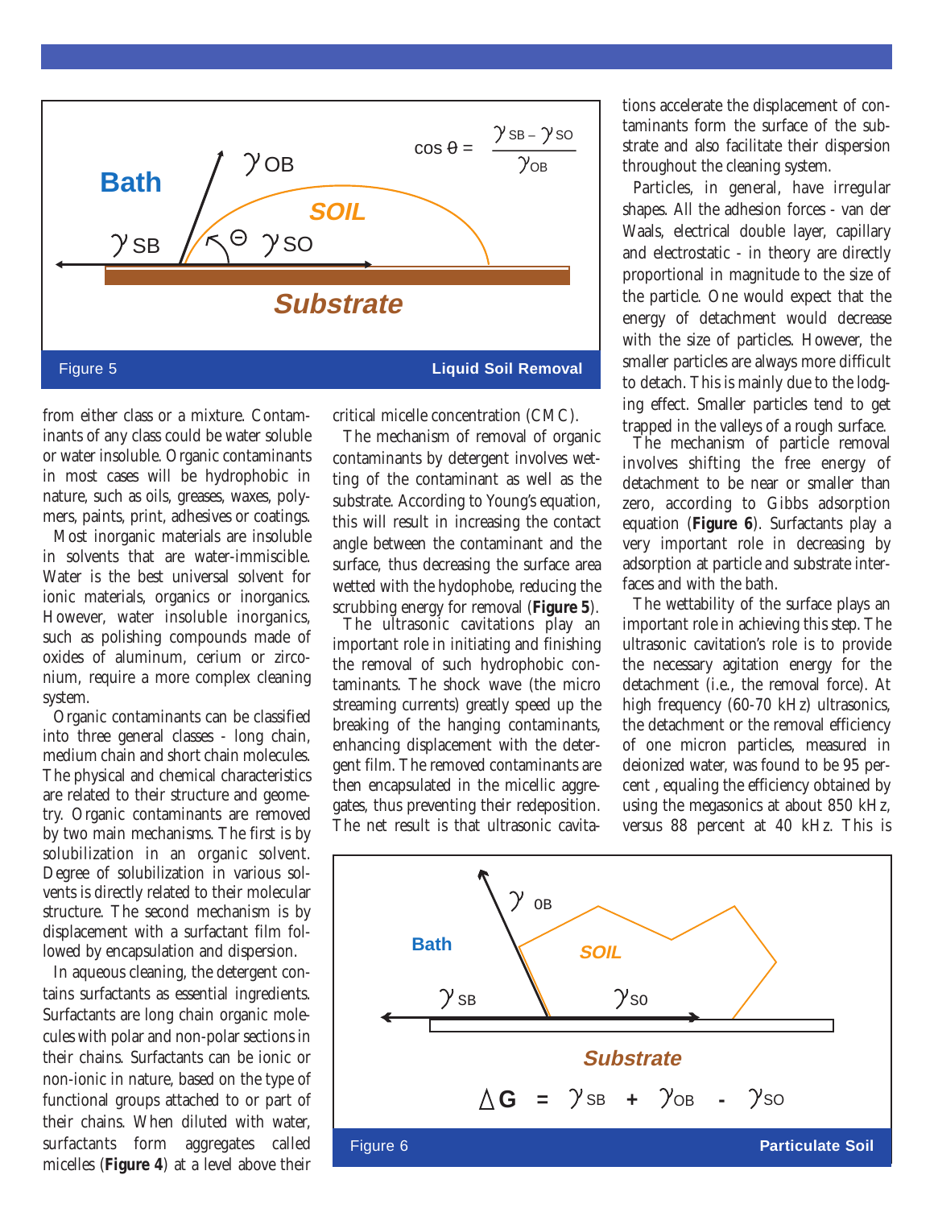$$\cos\theta = \frac{\gamma_{SB} - \gamma_{SO}}{\gamma_{OB}}$$

Figure 5 **Liquid Soil Removal**

from either class or a mixture. Contaminants of any class could be water soluble or water insoluble. Organic contaminants in most cases will be hydrophobic in nature, such as oils, greases, waxes, polymers, paints, print, adhesives or coatings.

Most inorganic materials are insoluble in solvents that are water-immiscible. Water is the best universal solvent for ionic materials, organics or inorganics. However, water insoluble inorganics, such as polishing compounds made of oxides of aluminum, cerium or zirconium, require a more complex cleaning system.

Organic contaminants can be classified into three general classes - long chain, medium chain and short chain molecules. The physical and chemical characteristics are related to their structure and geometry. Organic contaminants are removed by two main mechanisms. The first is by solubilization in an organic solvent. Degree of solubilization in various solvents is directly related to their molecular structure. The second mechanism is by displacement with a surfactant film followed by encapsulation and dispersion.

In aqueous cleaning, the detergent contains surfactants as essential ingredients. Surfactants are long chain organic molecules with polar and non-polar sections in their chains. Surfactants can be ionic or non-ionic in nature, based on the type of functional groups attached to or part of their chains. When diluted with water, surfactants form aggregates called micelles (**Figure 4**) at a level above their critical micelle concentration (CMC).

The mechanism of removal of organic contaminants by detergent involves wetting of the contaminant as well as the substrate. According to Young's equation, this will result in increasing the contact angle between the contaminant and the surface, thus decreasing the surface area wetted with the hydophobe, reducing the scrubbing energy for removal (**Figure 5**).

The ultrasonic cavitations play an important role in initiating and finishing the removal of such hydrophobic contaminants. The shock wave (the micro streaming currents) greatly speed up the breaking of the hanging contaminants, enhancing displacement with the detergent film. The removed contaminants are then encapsulated in the micellic aggregates, thus preventing their redeposition. The net result is that ultrasonic cavitations accelerate the displacement of contaminants form the surface of the substrate and also facilitate their dispersion throughout the cleaning system.

Particles, in general, have irregular shapes. All the adhesion forces - van der Waals, electrical double layer, capillary and electrostatic - in theory are directly proportional in magnitude to the size of the particle. One would expect that the energy of detachment would decrease with the size of particles. However, the smaller particles are always more difficult to detach. This is mainly due to the lodging effect. Smaller particles tend to get trapped in the valleys of a rough surface.

The mechanism of particle removal involves shifting the free energy of detachment to be near or smaller than zero, according to Gibbs adsorption equation (**Figure 6**). Surfactants play a very important role in decreasing by adsorption at particle and substrate interfaces and with the bath.

The wettability of the surface plays an important role in achieving this step. The ultrasonic cavitation's role is to provide the necessary agitation energy for the detachment (i.e., the removal force). At high frequency (60-70 kHz) ultrasonics, the detachment or the removal efficiency of one micron particles, measured in deionized water, was found to be 95 percent , equaling the efficiency obtained by using the megasonics at about 850 kHz, versus 88 percent at 40 kHz. This is

$$\Delta G = \gamma_{SB} + \gamma_{OB} - \gamma_{SO}$$

Figure 6 **Particulate Soil**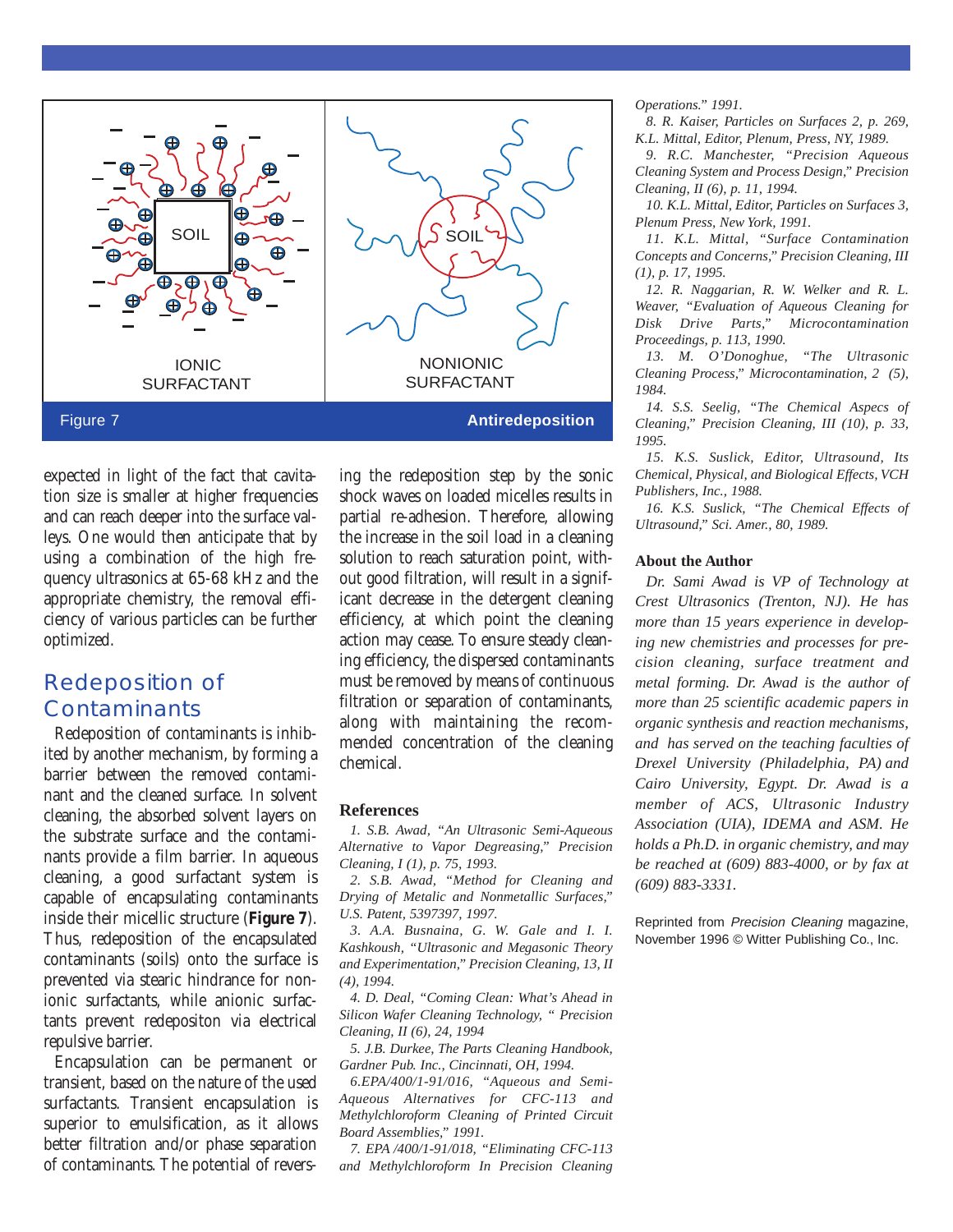IONIC SURFACTANT

NONIONIC SURFACTANT

SOIL

SOIL

Figure 7 **Antiredeposition**

expected in light of the fact that cavitation size is smaller at higher frequencies and can reach deeper into the surface valleys. One would then anticipate that by using a combination of the high frequency ultrasonics at 65-68 kHz and the appropriate chemistry, the removal efficiency of various particles can be further optimized.

## Redeposition of Contaminants

Redeposition of contaminants is inhibited by another mechanism, by forming a barrier between the removed contaminant and the cleaned surface. In solvent cleaning, the absorbed solvent layers on the substrate surface and the contaminants provide a film barrier. In aqueous cleaning, a good surfactant system is capable of encapsulating contaminants inside their micellic structure (**Figure 7**). Thus, redeposition of the encapsulated contaminants (soils) onto the surface is prevented via stearic hindrance for nonionic surfactants, while anionic surfactants prevent redepositon via electrical repulsive barrier.

Encapsulation can be permanent or transient, based on the nature of the used surfactants. Transient encapsulation is superior to emulsification, as it allows better filtration and/or phase separation of contaminants. The potential of reversing the redeposition step by the sonic shock waves on loaded micelles results in partial re-adhesion. Therefore, allowing the increase in the soil load in a cleaning solution to reach saturation point, without good filtration, will result in a significant decrease in the detergent cleaning efficiency, at which point the cleaning action may cease. To ensure steady cleaning efficiency, the dispersed contaminants must be removed by means of continuous filtration or separation of contaminants, along with maintaining the recommended concentration of the cleaning chemical.

### References

1. S.B. Awad, *"An Ultrasonic Semi-Aqueous Alternative to Vapor Degreasing," Precision Cleaning, I (1), p. 75, 1993.*
2. S.B. Awad, *"Method for Cleaning and Drying of Metalic and Nonmetallic Surfaces," U.S. Patent, 5397397, 1997.*
3. A.A. Busnaina, G. W. Gale and I. I. Kashkoush, *"Ultrasonic and Megasonic Theory and Experimentation," Precision Cleaning, 13, II (4), 1994.*
4. D. Deal, *"Coming Clean: What's Ahead in Silicon Wafer Cleaning Technology, " Precision Cleaning, II (6), 24, 1994*
5. J.B. Durkee, *The Parts Cleaning Handbook, Gardner Pub. Inc., Cincinnati, OH, 1994.*
6. EPA/400/1-91/016, *"Aqueous and Semi-Aqueous Alternatives for CFC-113 and Methylchloroform Cleaning of Printed Circuit Board Assemblies," 1991.*
7. EPA /400/1-91/018, *"Eliminating CFC-113 and Methylchloroform In Precision Cleaning Operations." 1991.*
8. R. Kaiser, *Particles on Surfaces 2, p. 269, K.L. Mittal, Editor, Plenum, Press, NY, 1989.*
9. R.C. Manchester, *"Precision Aqueous Cleaning System and Process Design," Precision Cleaning, II (6), p. 11, 1994.*
10. K.L. Mittal, Editor, *Particles on Surfaces 3, Plenum Press, New York, 1991.*
11. K.L. Mittal, *"Surface Contamination Concepts and Concerns," Precision Cleaning, III (1), p. 17, 1995.*
12. R. Naggarian, R. W. Welker and R. L. Weaver, *"Evaluation of Aqueous Cleaning for Disk Drive Parts," Microcontamination Proceedings, p. 113, 1990.*
13. M. O'Donoghue, *"The Ultrasonic Cleaning Process," Microcontamination, 2 (5), 1984.*
14. S.S. Seelig, *"The Chemical Aspects of Cleaning," Precision Cleaning, III (10), p. 33, 1995.*
15. K.S. Suslick, Editor, *Ultrasound, Its Chemical, Physical, and Biological Effects, VCH Publishers, Inc., 1988.*
16. K.S. Suslick, *"The Chemical Effects of Ultrasound," Sci. Amer., 80, 1989.*

### About the Author

*Dr. Sami Awad is VP of Technology at Crest Ultrasonics (Trenton, NJ). He has more than 15 years experience in developing new chemistries and processes for precision cleaning, surface treatment and metal forming. Dr. Awad is the author of more than 25 scientific academic papers in organic synthesis and reaction mechanisms, and has served on the teaching faculties of Drexel University (Philadelphia, PA) and Cairo University, Egypt. Dr. Awad is a member of ACS, Ultrasonic Industry Association (UIA), IDEMA and ASM. He holds a Ph.D. in organic chemistry, and may be reached at (609) 883-4000, or by fax at (609) 883-3331.*

Reprinted from *Precision Cleaning* magazine, November 1996 © Witter Publishing Co., Inc.